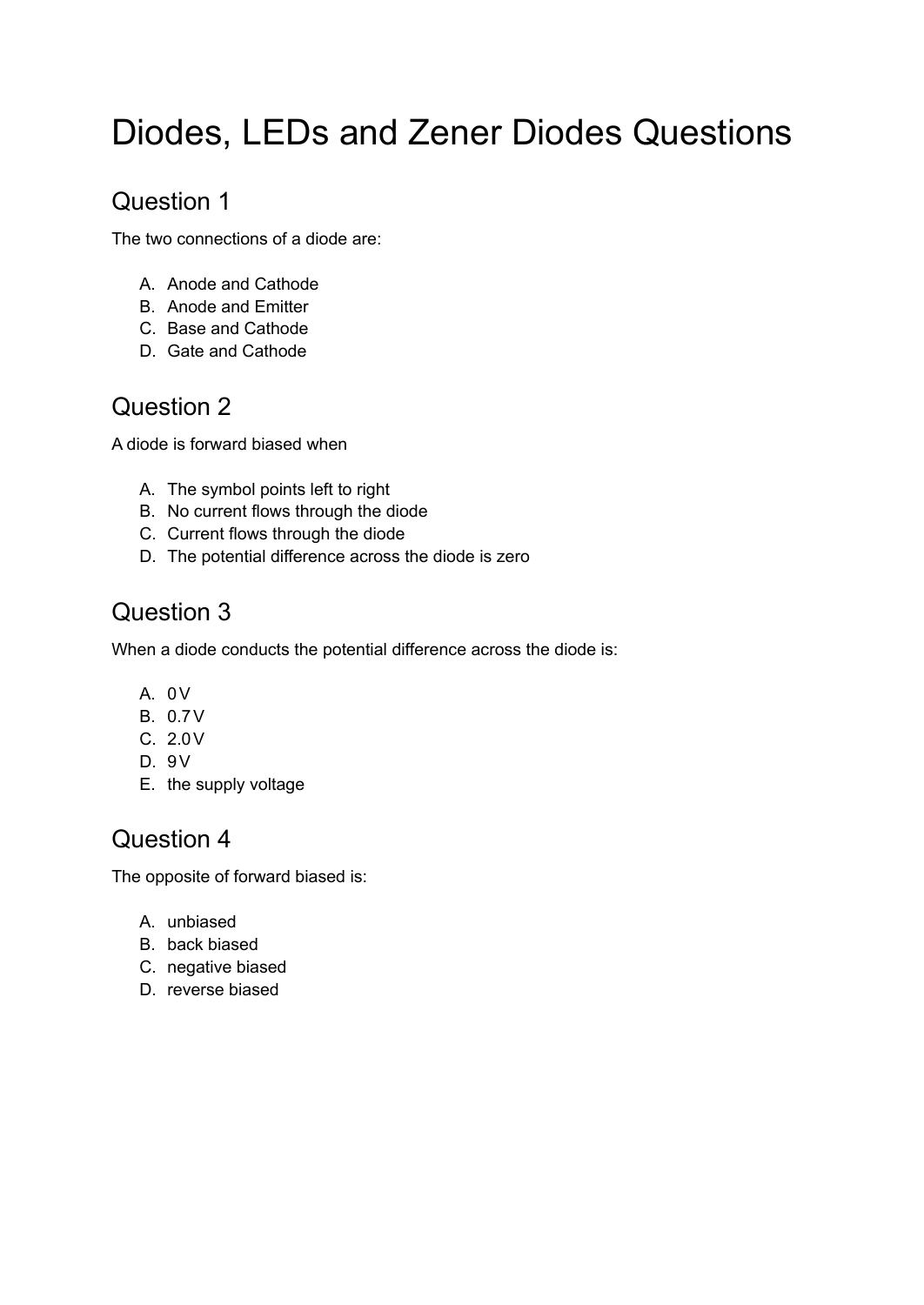# Diodes, LEDs and Zener Diodes Questions

## Question 1

The two connections of a diode are:

A. Anode and Cathode
B. Anode and Emitter
C. Base and Cathode
D. Gate and Cathode

## Question 2

A diode is forward biased when

A. The symbol points left to right
B. No current flows through the diode
C. Current flows through the diode
D. The potential difference across the diode is zero

## Question 3

When a diode conducts the potential difference across the diode is:

A. 0 V
B. 0.7 V
C. 2.0 V
D. 9 V
E. the supply voltage

## Question 4

The opposite of forward biased is:

A. unbiased
B. back biased
C. negative biased
D. reverse biased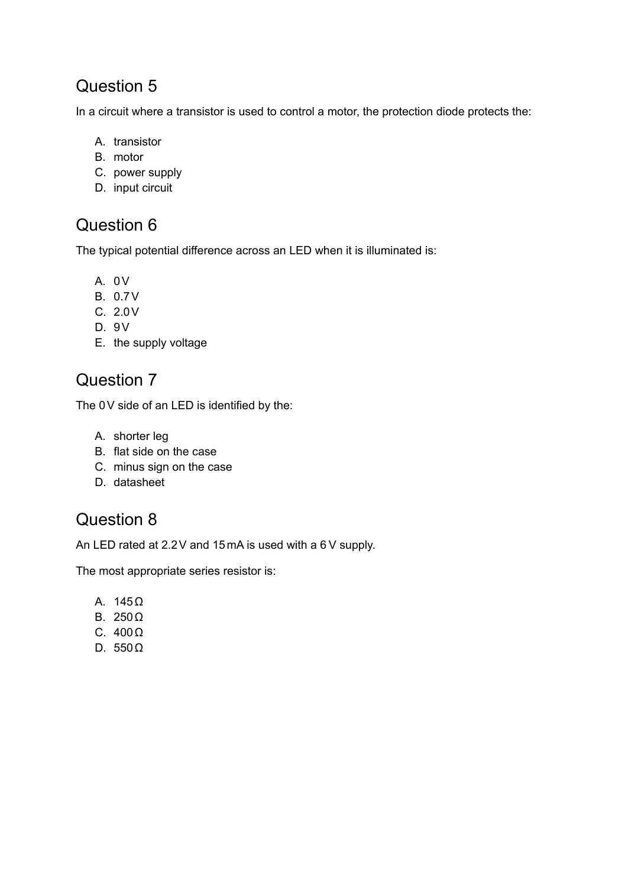## Question 5

In a circuit where a transistor is used to control a motor, the protection diode protects the:

A. transistor
B. motor
C. power supply
D. input circuit

## Question 6

The typical potential difference across an LED when it is illuminated is:

A. 0 V
B. 0.7 V
C. 2.0 V
D. 9 V
E. the supply voltage

## Question 7

The 0 V side of an LED is identified by the:

A. shorter leg
B. flat side on the case
C. minus sign on the case
D. datasheet

## Question 8

An LED rated at 2.2 V and 15 mA is used with a 6 V supply.

The most appropriate series resistor is:

A. 145 Ω
B. 250 Ω
C. 400 Ω
D. 550 Ω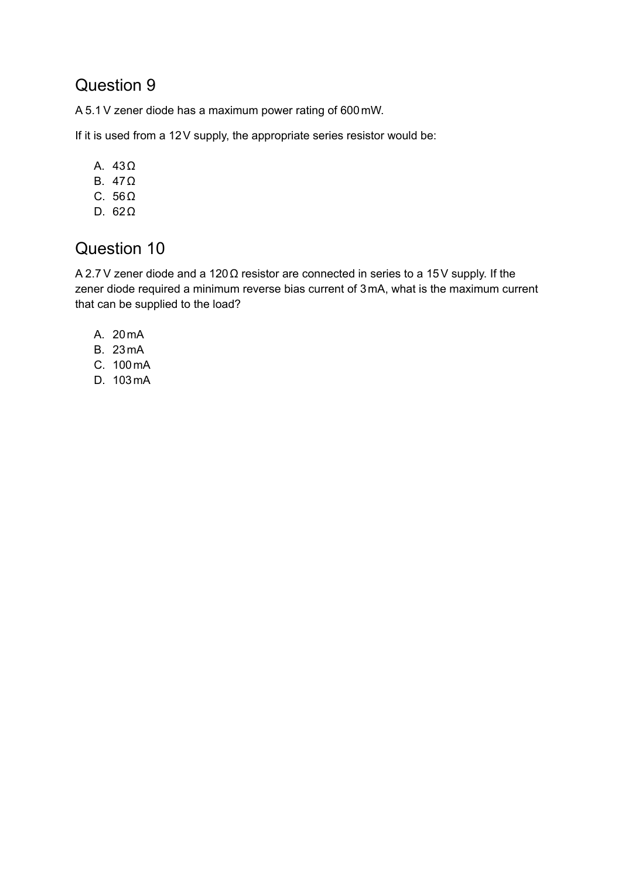## Question 9

A 5.1 V zener diode has a maximum power rating of 600 mW.

If it is used from a 12 V supply, the appropriate series resistor would be:

A. 43 Ω
B. 47 Ω
C. 56 Ω
D. 62 Ω

## Question 10

A 2.7 V zener diode and a 120 Ω resistor are connected in series to a 15 V supply. If the zener diode required a minimum reverse bias current of 3 mA, what is the maximum current that can be supplied to the load?

A. 20 mA
B. 23 mA
C. 100 mA
D. 103 mA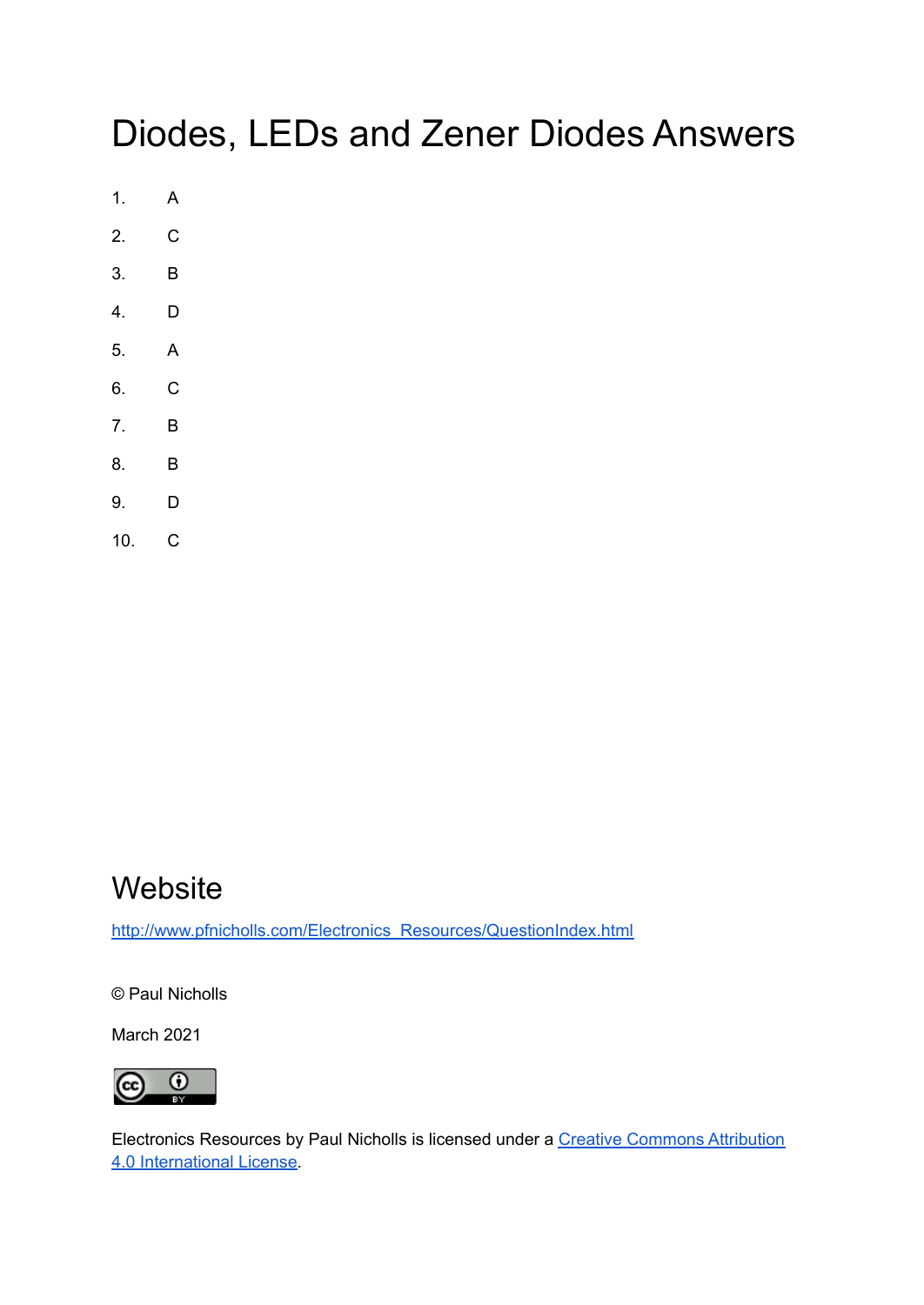# Diodes, LEDs and Zener Diodes Answers

1. A
2. C
3. B
4. D
5. A
6. C
7. B
8. B
9. D
10. C

# Website

http://www.pfnicholls.com/Electronics_Resources/QuestionIndex.html

© Paul Nicholls

March 2021

Electronics Resources by Paul Nicholls is licensed under a Creative Commons Attribution 4.0 International License.